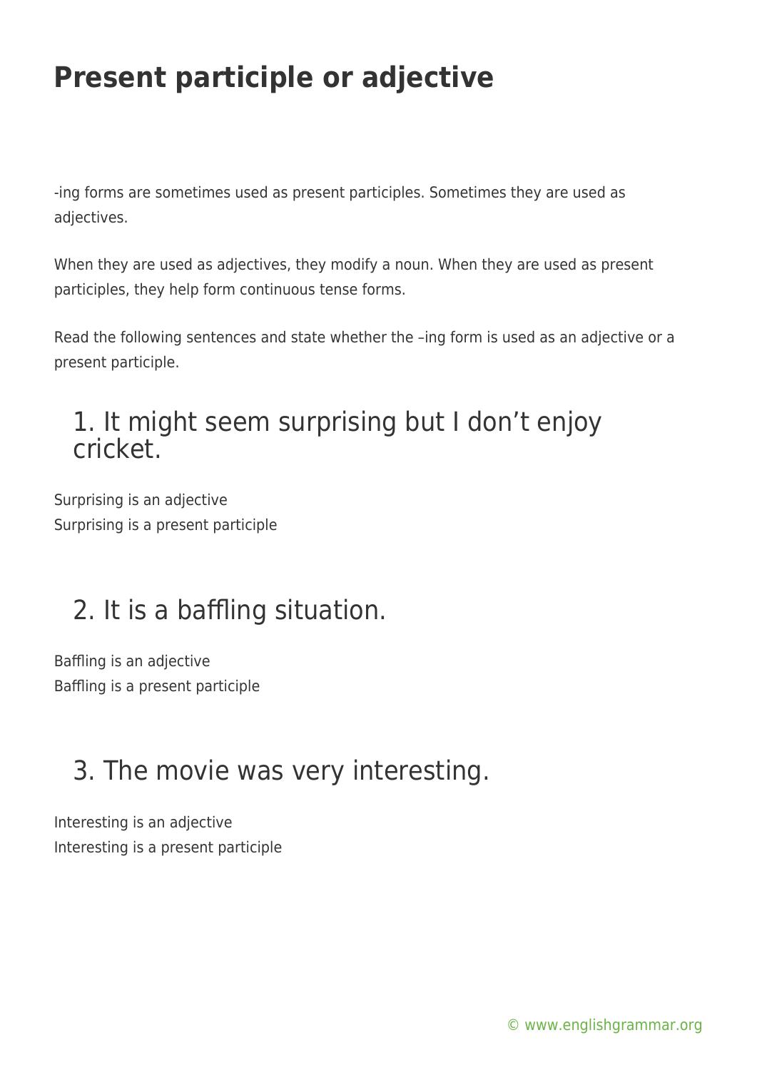# Present participle or adjective

-ing forms are sometimes used as present participles. Sometimes they are used as adjectives.

When they are used as adjectives, they modify a noun. When they are used as present participles, they help form continuous tense forms.

Read the following sentences and state whether the –ing form is used as an adjective or a present participle.

## 1. It might seem surprising but I don't enjoy cricket.

Surprising is an adjective
Surprising is a present participle

## 2. It is a baffling situation.

Baffling is an adjective
Baffling is a present participle

## 3. The movie was very interesting.

Interesting is an adjective
Interesting is a present participle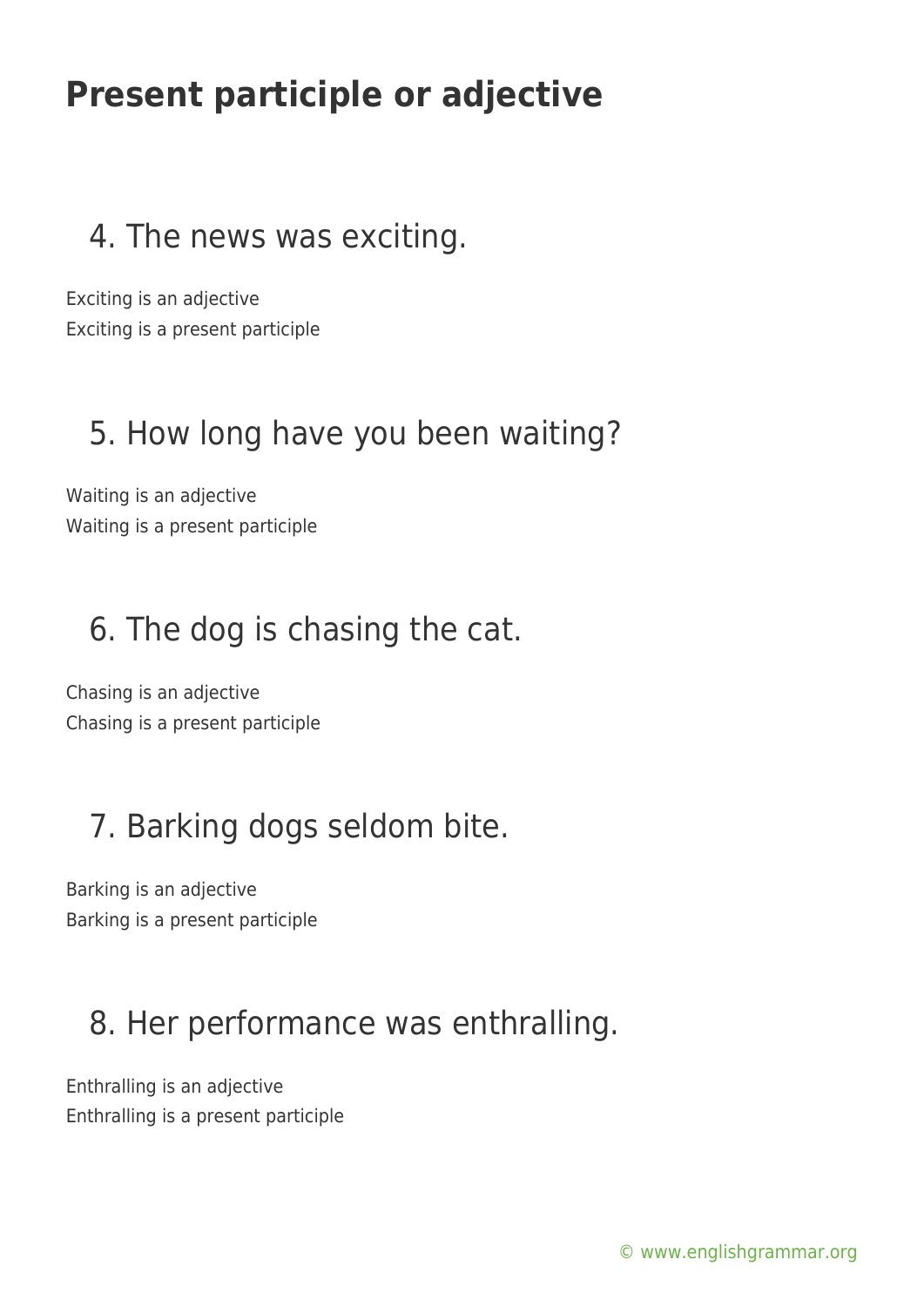# Present participle or adjective

## 4. The news was exciting.

Exciting is an adjective
Exciting is a present participle

## 5. How long have you been waiting?

Waiting is an adjective
Waiting is a present participle

## 6. The dog is chasing the cat.

Chasing is an adjective
Chasing is a present participle

## 7. Barking dogs seldom bite.

Barking is an adjective
Barking is a present participle

## 8. Her performance was enthralling.

Enthralling is an adjective
Enthralling is a present participle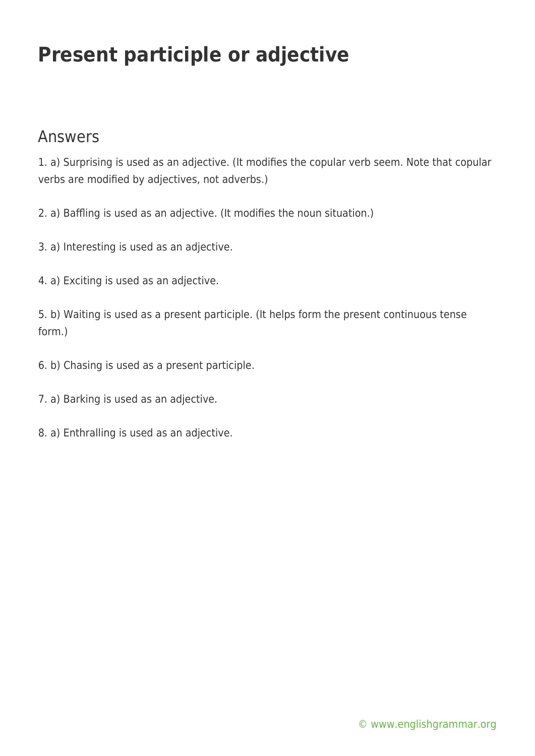# Present participle or adjective

## Answers

1. a) Surprising is used as an adjective. (It modifies the copular verb seem. Note that copular verbs are modified by adjectives, not adverbs.)

2. a) Baffling is used as an adjective. (It modifies the noun situation.)

3. a) Interesting is used as an adjective.

4. a) Exciting is used as an adjective.

5. b) Waiting is used as a present participle. (It helps form the present continuous tense form.)

6. b) Chasing is used as a present participle.

7. a) Barking is used as an adjective.

8. a) Enthralling is used as an adjective.